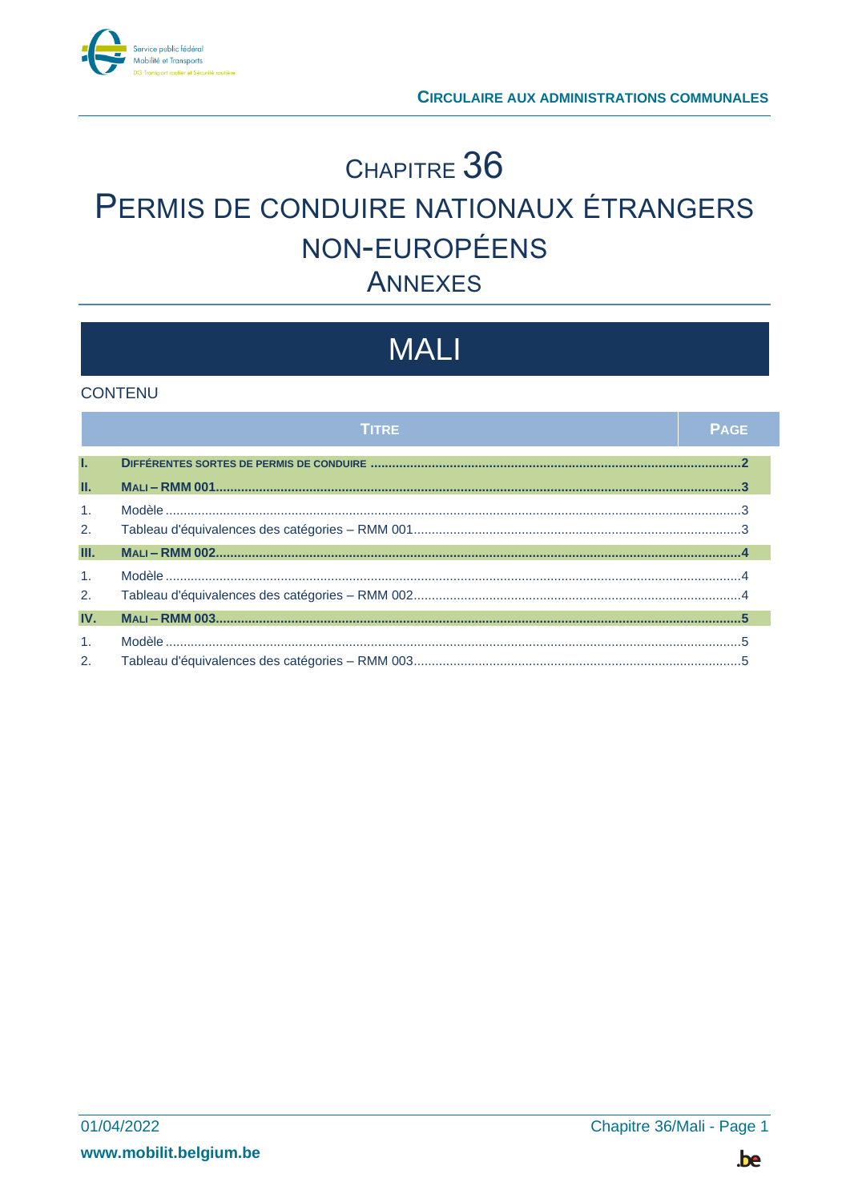CIRCULAIRE AUX ADMINISTRATIONS COMMUNALES

# CHAPITRE 36
# PERMIS DE CONDUIRE NATIONAUX ÉTRANGERS NON-EUROPÉENS
## ANNEXES

# MALI

CONTENU

| | TITRE | PAGE |
|---|---|---|
| **I.** | **DIFFÉRENTES SORTES DE PERMIS DE CONDUIRE** | **2** |
| **II.** | **MALI – RMM 001** | **3** |
| 1. | Modèle | 3 |
| 2. | Tableau d'équivalences des catégories – RMM 001 | 3 |
| **III.** | **MALI – RMM 002** | **4** |
| 1. | Modèle | 4 |
| 2. | Tableau d'équivalences des catégories – RMM 002 | 4 |
| **IV.** | **MALI – RMM 003** | **5** |
| 1. | Modèle | 5 |
| 2. | Tableau d'équivalences des catégories – RMM 003 | 5 |

01/04/2022

www.mobilit.belgium.be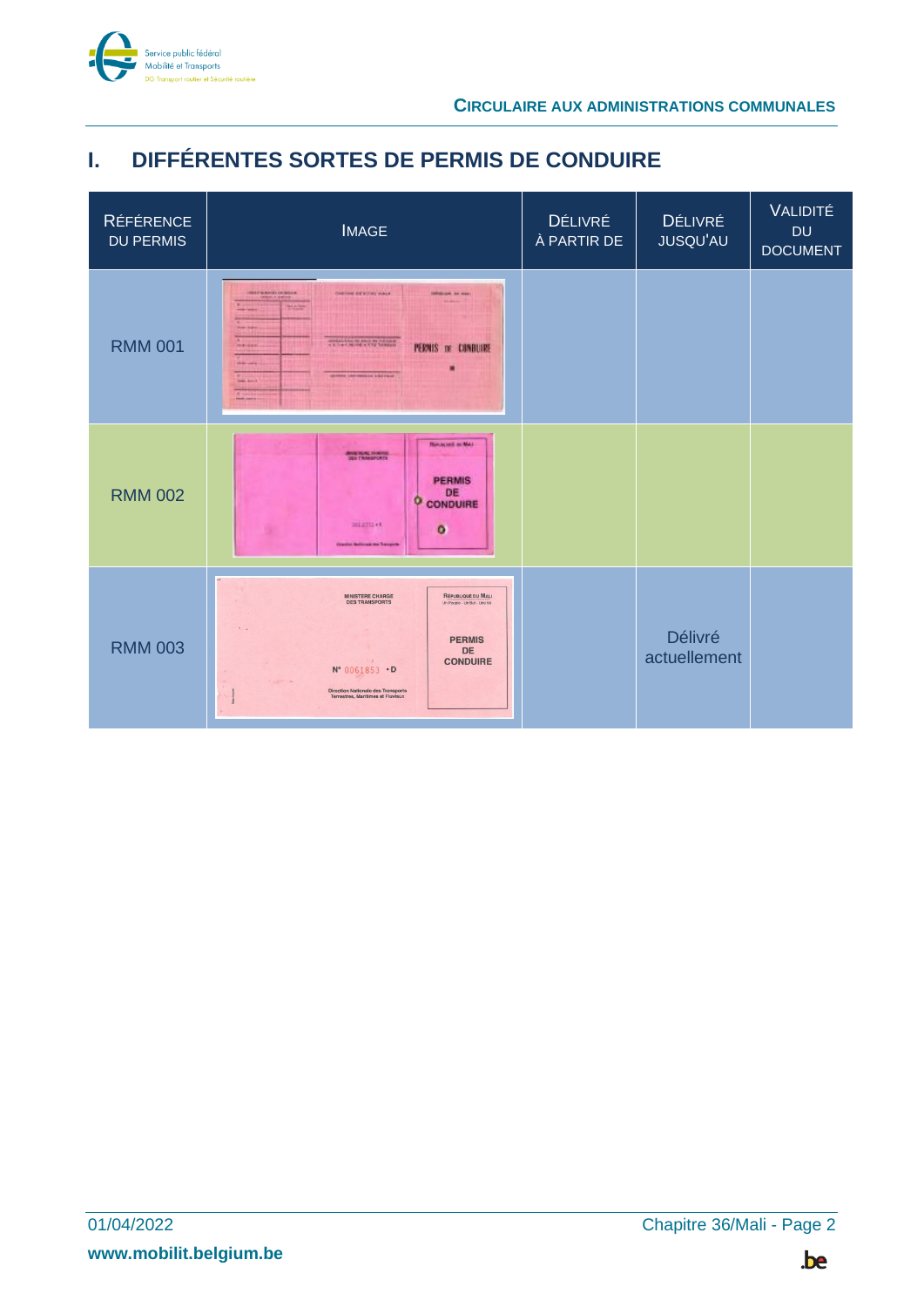# I. DIFFÉRENTES SORTES DE PERMIS DE CONDUIRE

| RÉFÉRENCE DU PERMIS | IMAGE | DÉLIVRÉ À PARTIR DE | DÉLIVRÉ JUSQU'AU | VALIDITÉ DU DOCUMENT |
|---|---|---|---|---|
| RMM 001 | | | | |
| RMM 002 | | | | |
| RMM 003 | | | Délivré actuellement | |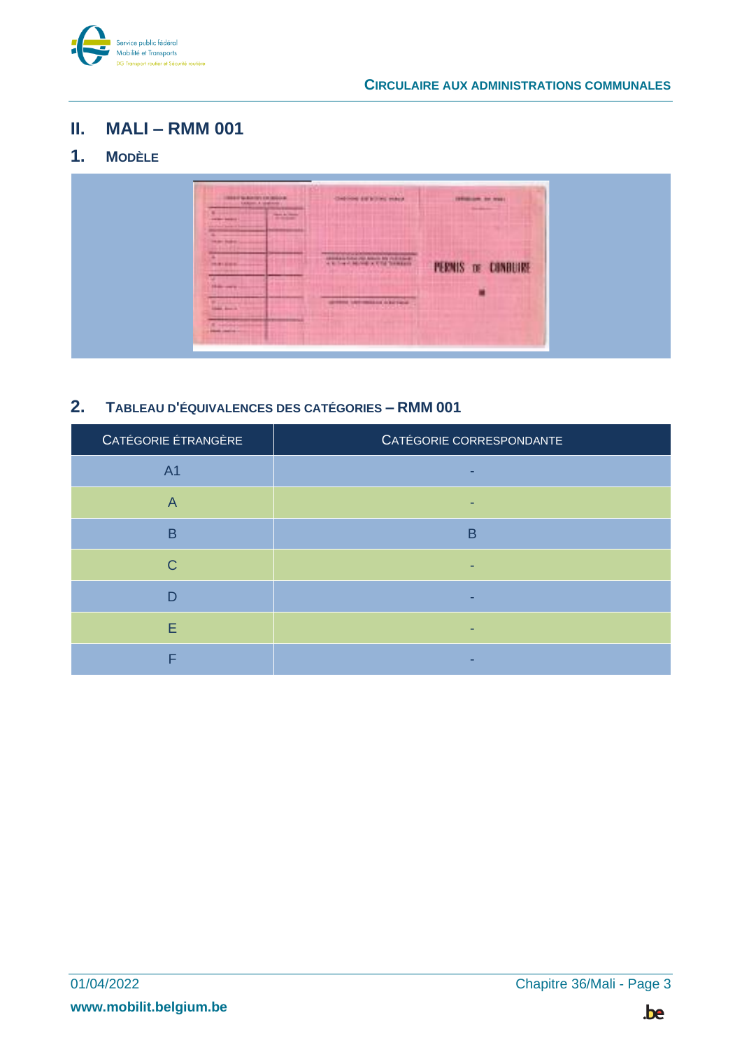## II. MALI – RMM 001

### 1. Modèle

### 2. Tableau d'équivalences des catégories – RMM 001

| Catégorie étrangère | Catégorie correspondante |
|---|---|
| A1 | - |
| A | - |
| B | B |
| C | - |
| D | - |
| E | - |
| F | - |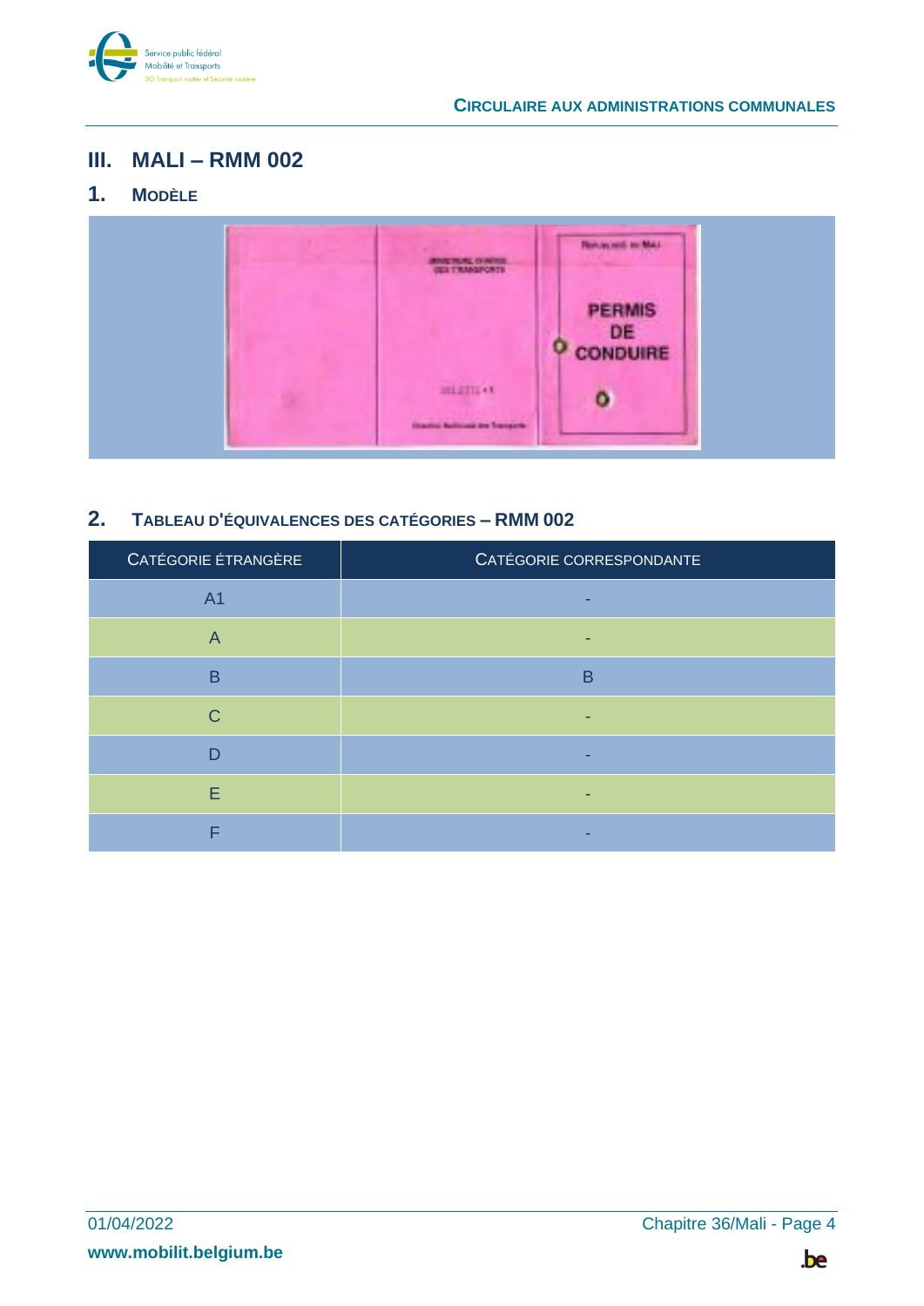## III. MALI – RMM 002

### 1. Modèle

### 2. Tableau d'équivalences des catégories – RMM 002

| Catégorie étrangère | Catégorie correspondante |
|---|---|
| A1 | - |
| A | - |
| B | B |
| C | - |
| D | - |
| E | - |
| F | - |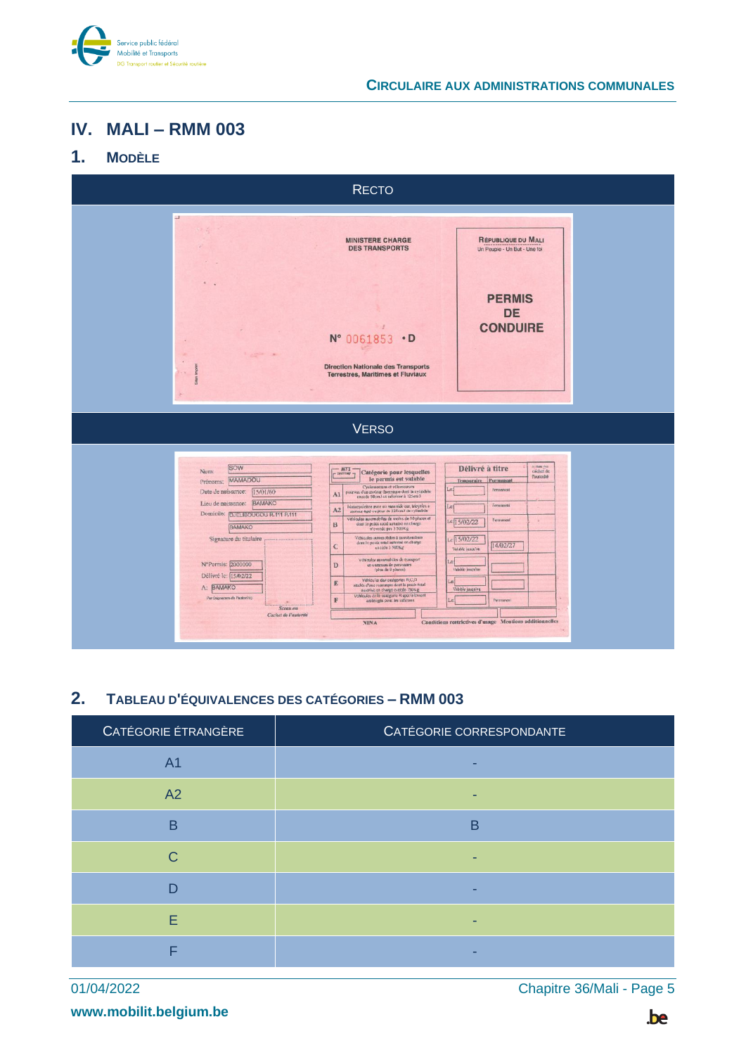# IV. MALI – RMM 003

## 1. Modèle

| Recto |
|---|

| Verso |
|---|

## 2. Tableau d'équivalences des catégories – RMM 003

| Catégorie étrangère | Catégorie correspondante |
|---|---|
| A1 | - |
| A2 | - |
| B | B |
| C | - |
| D | - |
| E | - |
| F | - |